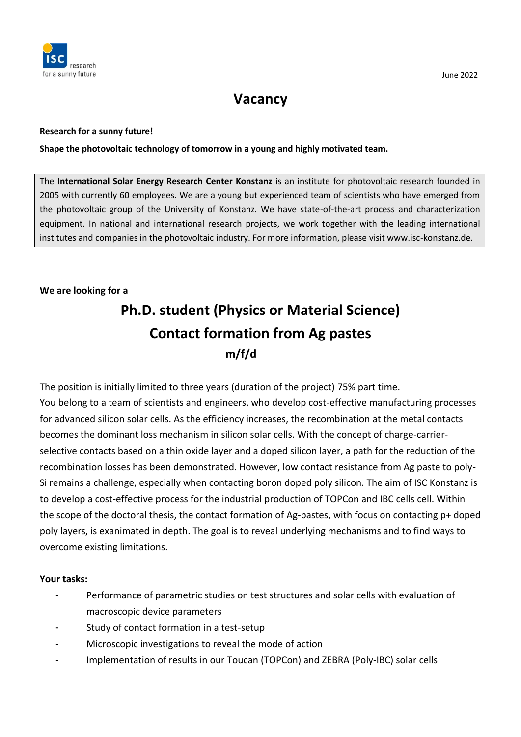June 2022

# Vacancy

**Research for a sunny future!**

**Shape the photovoltaic technology of tomorrow in a young and highly motivated team.**

The **International Solar Energy Research Center Konstanz** is an institute for photovoltaic research founded in 2005 with currently 60 employees. We are a young but experienced team of scientists who have emerged from the photovoltaic group of the University of Konstanz. We have state-of-the-art process and characterization equipment. In national and international research projects, we work together with the leading international institutes and companies in the photovoltaic industry. For more information, please visit www.isc-konstanz.de.

**We are looking for a**

## Ph.D. student (Physics or Material Science)
## Contact formation from Ag pastes
### m/f/d

The position is initially limited to three years (duration of the project) 75% part time.
You belong to a team of scientists and engineers, who develop cost-effective manufacturing processes for advanced silicon solar cells. As the efficiency increases, the recombination at the metal contacts becomes the dominant loss mechanism in silicon solar cells. With the concept of charge-carrier-selective contacts based on a thin oxide layer and a doped silicon layer, a path for the reduction of the recombination losses has been demonstrated. However, low contact resistance from Ag paste to poly-Si remains a challenge, especially when contacting boron doped poly silicon. The aim of ISC Konstanz is to develop a cost-effective process for the industrial production of TOPCon and IBC cells cell. Within the scope of the doctoral thesis, the contact formation of Ag-pastes, with focus on contacting p+ doped poly layers, is exanimated in depth. The goal is to reveal underlying mechanisms and to find ways to overcome existing limitations.

**Your tasks:**

- Performance of parametric studies on test structures and solar cells with evaluation of macroscopic device parameters
- Study of contact formation in a test-setup
- Microscopic investigations to reveal the mode of action
- Implementation of results in our Toucan (TOPCon) and ZEBRA (Poly-IBC) solar cells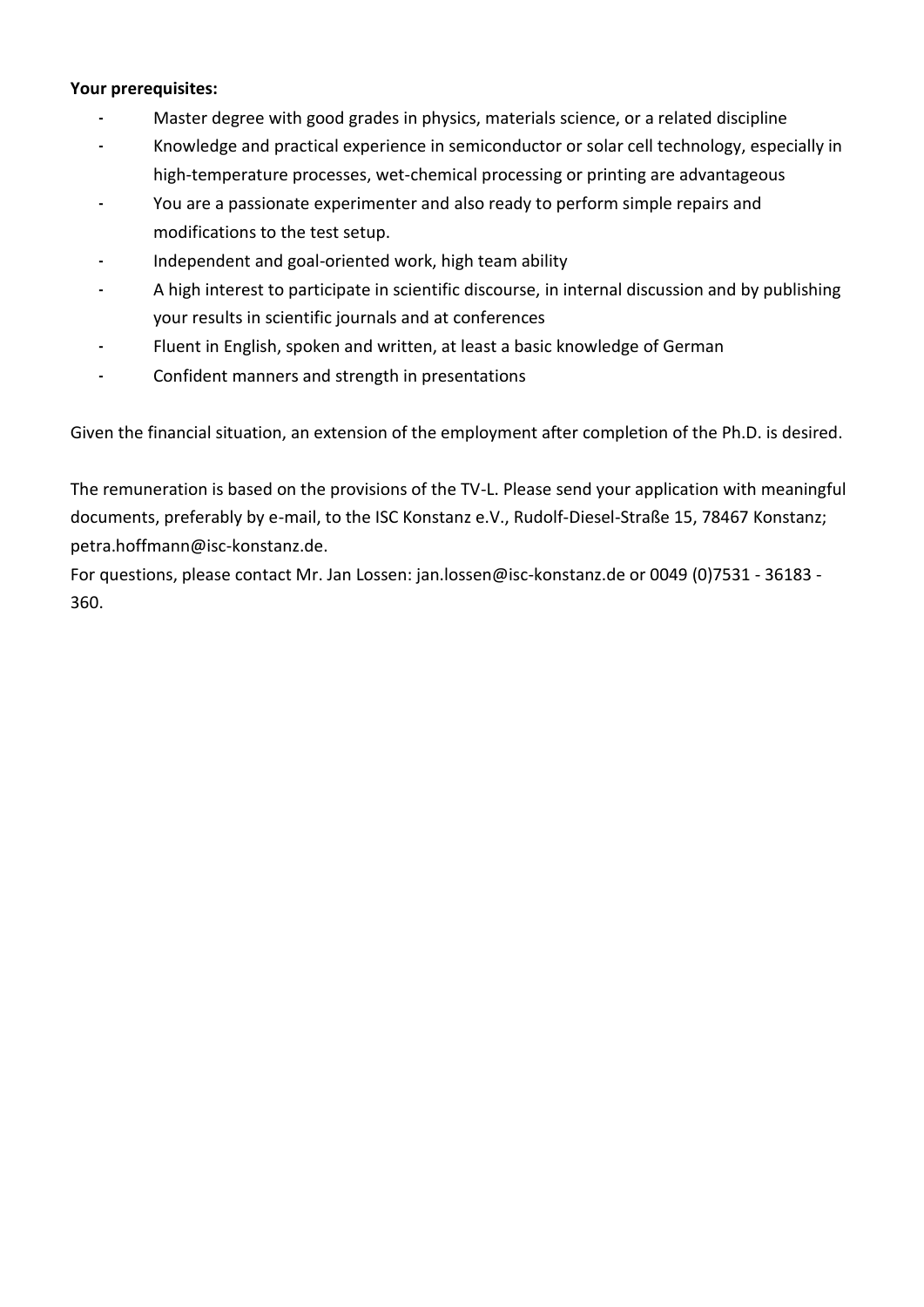**Your prerequisites:**

- Master degree with good grades in physics, materials science, or a related discipline
- Knowledge and practical experience in semiconductor or solar cell technology, especially in high-temperature processes, wet-chemical processing or printing are advantageous
- You are a passionate experimenter and also ready to perform simple repairs and modifications to the test setup.
- Independent and goal-oriented work, high team ability
- A high interest to participate in scientific discourse, in internal discussion and by publishing your results in scientific journals and at conferences
- Fluent in English, spoken and written, at least a basic knowledge of German
- Confident manners and strength in presentations

Given the financial situation, an extension of the employment after completion of the Ph.D. is desired.

The remuneration is based on the provisions of the TV-L. Please send your application with meaningful documents, preferably by e-mail, to the ISC Konstanz e.V., Rudolf-Diesel-Straße 15, 78467 Konstanz; petra.hoffmann@isc-konstanz.de.

For questions, please contact Mr. Jan Lossen: jan.lossen@isc-konstanz.de or 0049 (0)7531 - 36183 - 360.